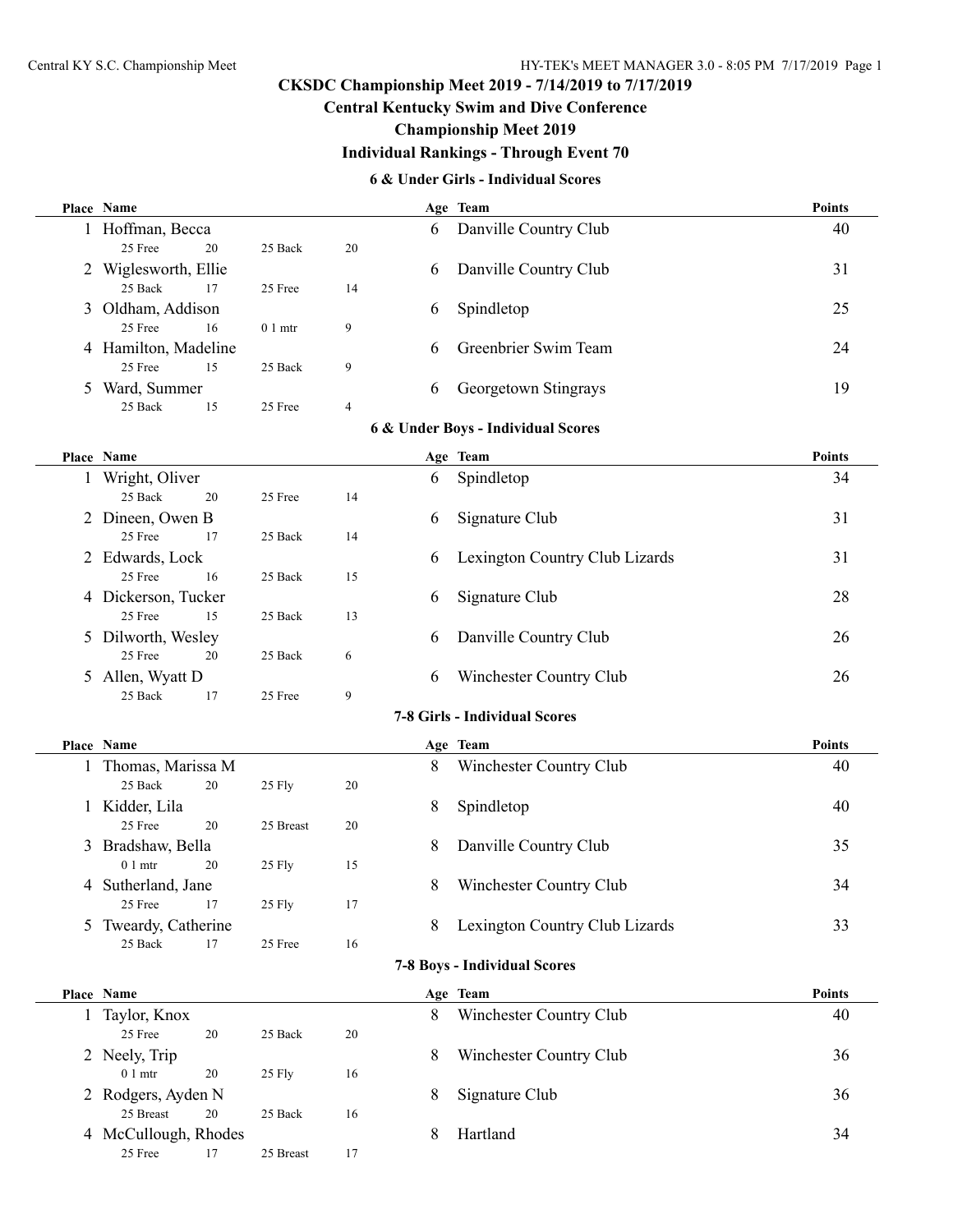# CKSDC Championship Meet 2019 - 7/14/2019 to 7/17/2019

## Central Kentucky Swim and Dive Conference

## Championship Meet 2019

## Individual Rankings - Through Event 70

### 6 & Under Girls - Individual Scores

| Place | Name | Age | Team | Points |
|---|---|---|---|---|
| 1 | Hoffman, Becca | 6 | Danville Country Club | 40 |
| | 25 Free 20 25 Back 20 | | | |
| 2 | Wiglesworth, Ellie | 6 | Danville Country Club | 31 |
| | 25 Back 17 25 Free 14 | | | |
| 3 | Oldham, Addison | 6 | Spindletop | 25 |
| | 25 Free 16 0 1 mtr 9 | | | |
| 4 | Hamilton, Madeline | 6 | Greenbrier Swim Team | 24 |
| | 25 Free 15 25 Back 9 | | | |
| 5 | Ward, Summer | 6 | Georgetown Stingrays | 19 |
| | 25 Back 15 25 Free 4 | | | |

### 6 & Under Boys - Individual Scores

| Place | Name | Age | Team | Points |
|---|---|---|---|---|
| 1 | Wright, Oliver | 6 | Spindletop | 34 |
| | 25 Back 20 25 Free 14 | | | |
| 2 | Dineen, Owen B | 6 | Signature Club | 31 |
| | 25 Free 17 25 Back 14 | | | |
| 2 | Edwards, Lock | 6 | Lexington Country Club Lizards | 31 |
| | 25 Free 16 25 Back 15 | | | |
| 4 | Dickerson, Tucker | 6 | Signature Club | 28 |
| | 25 Free 15 25 Back 13 | | | |
| 5 | Dilworth, Wesley | 6 | Danville Country Club | 26 |
| | 25 Free 20 25 Back 6 | | | |
| 5 | Allen, Wyatt D | 6 | Winchester Country Club | 26 |
| | 25 Back 17 25 Free 9 | | | |

### 7-8 Girls - Individual Scores

| Place | Name | Age | Team | Points |
|---|---|---|---|---|
| 1 | Thomas, Marissa M | 8 | Winchester Country Club | 40 |
| | 25 Back 20 25 Fly 20 | | | |
| 1 | Kidder, Lila | 8 | Spindletop | 40 |
| | 25 Free 20 25 Breast 20 | | | |
| 3 | Bradshaw, Bella | 8 | Danville Country Club | 35 |
| | 0 1 mtr 20 25 Fly 15 | | | |
| 4 | Sutherland, Jane | 8 | Winchester Country Club | 34 |
| | 25 Free 17 25 Fly 17 | | | |
| 5 | Tweardy, Catherine | 8 | Lexington Country Club Lizards | 33 |
| | 25 Back 17 25 Free 16 | | | |

### 7-8 Boys - Individual Scores

| Place | Name | Age | Team | Points |
|---|---|---|---|---|
| 1 | Taylor, Knox | 8 | Winchester Country Club | 40 |
| | 25 Free 20 25 Back 20 | | | |
| 2 | Neely, Trip | 8 | Winchester Country Club | 36 |
| | 0 1 mtr 20 25 Fly 16 | | | |
| 2 | Rodgers, Ayden N | 8 | Signature Club | 36 |
| | 25 Breast 20 25 Back 16 | | | |
| 4 | McCullough, Rhodes | 8 | Hartland | 34 |
| | 25 Free 17 25 Breast 17 | | | |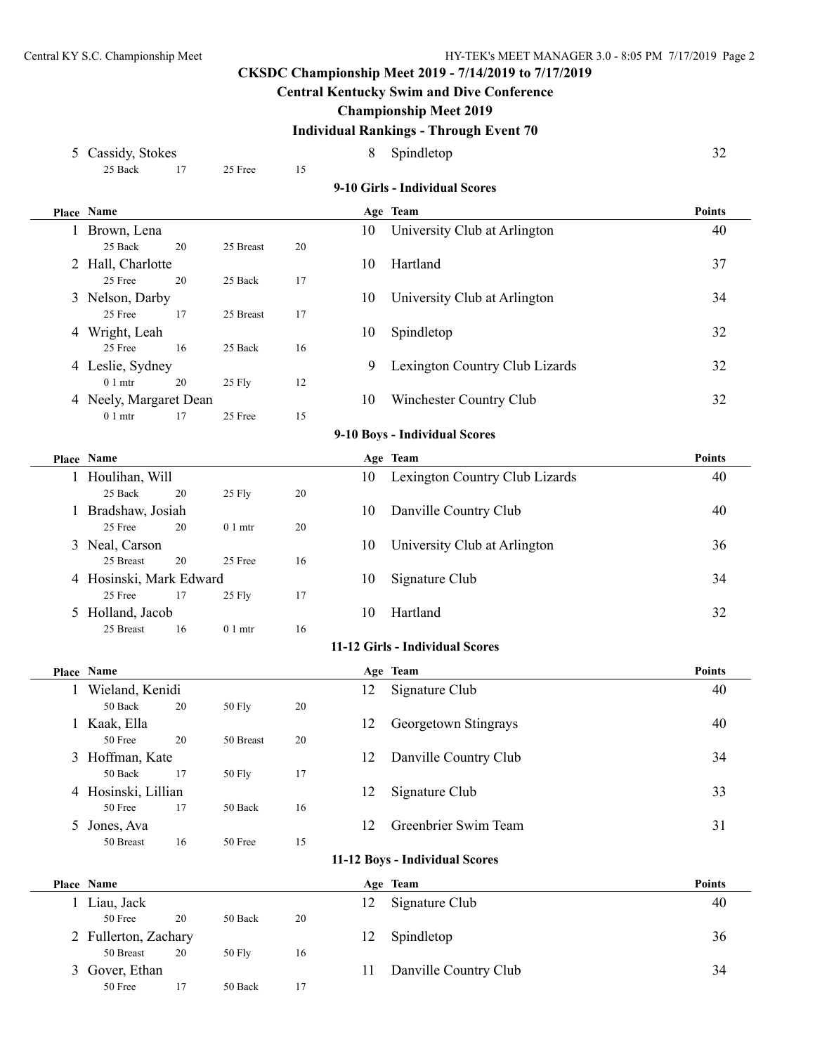# CKSDC Championship Meet 2019 - 7/14/2019 to 7/17/2019

## Central Kentucky Swim and Dive Conference

## Championship Meet 2019

## Individual Rankings - Through Event 70

| Place | Name | Age | Team | Points |
|---|---|---|---|---|
| 5 | Cassidy, Stokes<br>25 Back 17 · 25 Free 15 | 8 | Spindletop | 32 |

### 9-10 Girls - Individual Scores

| Place | Name | Age | Team | Points |
|---|---|---|---|---|
| 1 | Brown, Lena<br>25 Back 20 · 25 Breast 20 | 10 | University Club at Arlington | 40 |
| 2 | Hall, Charlotte<br>25 Free 20 · 25 Back 17 | 10 | Hartland | 37 |
| 3 | Nelson, Darby<br>25 Free 17 · 25 Breast 17 | 10 | University Club at Arlington | 34 |
| 4 | Wright, Leah<br>25 Free 16 · 25 Back 16 | 10 | Spindletop | 32 |
| 4 | Leslie, Sydney<br>0 1 mtr 20 · 25 Fly 12 | 9 | Lexington Country Club Lizards | 32 |
| 4 | Neely, Margaret Dean<br>0 1 mtr 17 · 25 Free 15 | 10 | Winchester Country Club | 32 |

### 9-10 Boys - Individual Scores

| Place | Name | Age | Team | Points |
|---|---|---|---|---|
| 1 | Houlihan, Will<br>25 Back 20 · 25 Fly 20 | 10 | Lexington Country Club Lizards | 40 |
| 1 | Bradshaw, Josiah<br>25 Free 20 · 0 1 mtr 20 | 10 | Danville Country Club | 40 |
| 3 | Neal, Carson<br>25 Breast 20 · 25 Free 16 | 10 | University Club at Arlington | 36 |
| 4 | Hosinski, Mark Edward<br>25 Free 17 · 25 Fly 17 | 10 | Signature Club | 34 |
| 5 | Holland, Jacob<br>25 Breast 16 · 0 1 mtr 16 | 10 | Hartland | 32 |

### 11-12 Girls - Individual Scores

| Place | Name | Age | Team | Points |
|---|---|---|---|---|
| 1 | Wieland, Kenidi<br>50 Back 20 · 50 Fly 20 | 12 | Signature Club | 40 |
| 1 | Kaak, Ella<br>50 Free 20 · 50 Breast 20 | 12 | Georgetown Stingrays | 40 |
| 3 | Hoffman, Kate<br>50 Back 17 · 50 Fly 17 | 12 | Danville Country Club | 34 |
| 4 | Hosinski, Lillian<br>50 Free 17 · 50 Back 16 | 12 | Signature Club | 33 |
| 5 | Jones, Ava<br>50 Breast 16 · 50 Free 15 | 12 | Greenbrier Swim Team | 31 |

### 11-12 Boys - Individual Scores

| Place | Name | Age | Team | Points |
|---|---|---|---|---|
| 1 | Liau, Jack<br>50 Free 20 · 50 Back 20 | 12 | Signature Club | 40 |
| 2 | Fullerton, Zachary<br>50 Breast 20 · 50 Fly 16 | 12 | Spindletop | 36 |
| 3 | Gover, Ethan<br>50 Free 17 · 50 Back 17 | 11 | Danville Country Club | 34 |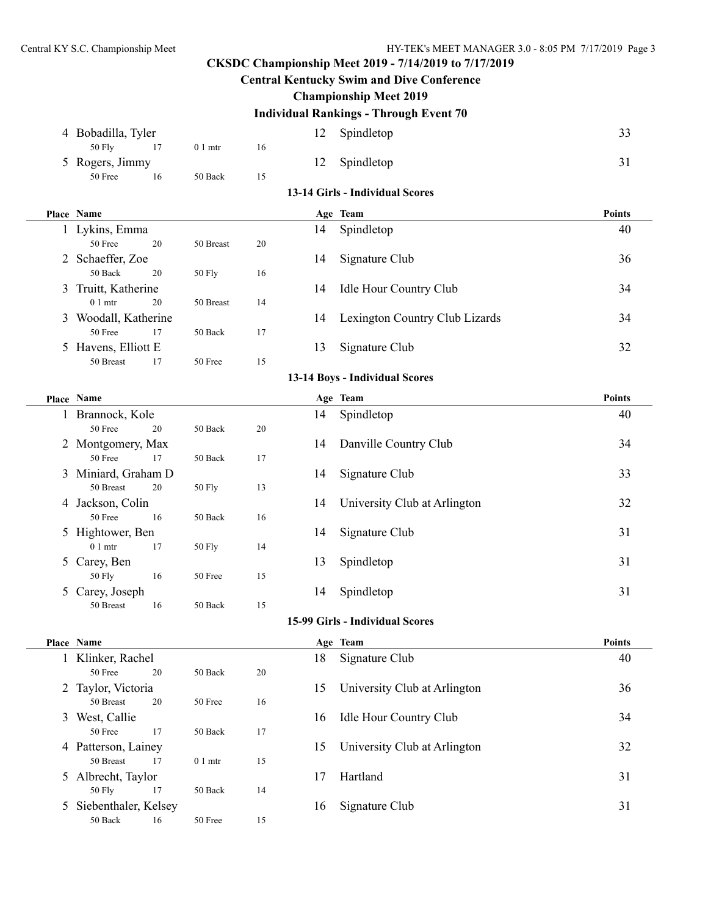# CKSDC Championship Meet 2019 - 7/14/2019 to 7/17/2019

## Central Kentucky Swim and Dive Conference

## Championship Meet 2019

### Individual Rankings - Through Event 70

| Place | Name | | | | Age | Team | Points |
|---|---|---|---|---|---|---|---|
| 4 | Bobadilla, Tyler | | | | 12 | Spindletop | 33 |
| | 50 Fly | 17 | 0 1 mtr | 16 | | | |
| 5 | Rogers, Jimmy | | | | 12 | Spindletop | 31 |
| | 50 Free | 16 | 50 Back | 15 | | | |

### 13-14 Girls - Individual Scores

| Place | Name | | | | Age | Team | Points |
|---|---|---|---|---|---|---|---|
| 1 | Lykins, Emma | | | | 14 | Spindletop | 40 |
| | 50 Free | 20 | 50 Breast | 20 | | | |
| 2 | Schaeffer, Zoe | | | | 14 | Signature Club | 36 |
| | 50 Back | 20 | 50 Fly | 16 | | | |
| 3 | Truitt, Katherine | | | | 14 | Idle Hour Country Club | 34 |
| | 0 1 mtr | 20 | 50 Breast | 14 | | | |
| 3 | Woodall, Katherine | | | | 14 | Lexington Country Club Lizards | 34 |
| | 50 Free | 17 | 50 Back | 17 | | | |
| 5 | Havens, Elliott E | | | | 13 | Signature Club | 32 |
| | 50 Breast | 17 | 50 Free | 15 | | | |

### 13-14 Boys - Individual Scores

| Place | Name | | | | Age | Team | Points |
|---|---|---|---|---|---|---|---|
| 1 | Brannock, Kole | | | | 14 | Spindletop | 40 |
| | 50 Free | 20 | 50 Back | 20 | | | |
| 2 | Montgomery, Max | | | | 14 | Danville Country Club | 34 |
| | 50 Free | 17 | 50 Back | 17 | | | |
| 3 | Miniard, Graham D | | | | 14 | Signature Club | 33 |
| | 50 Breast | 20 | 50 Fly | 13 | | | |
| 4 | Jackson, Colin | | | | 14 | University Club at Arlington | 32 |
| | 50 Free | 16 | 50 Back | 16 | | | |
| 5 | Hightower, Ben | | | | 14 | Signature Club | 31 |
| | 0 1 mtr | 17 | 50 Fly | 14 | | | |
| 5 | Carey, Ben | | | | 13 | Spindletop | 31 |
| | 50 Fly | 16 | 50 Free | 15 | | | |
| 5 | Carey, Joseph | | | | 14 | Spindletop | 31 |
| | 50 Breast | 16 | 50 Back | 15 | | | |

### 15-99 Girls - Individual Scores

| Place | Name | | | | Age | Team | Points |
|---|---|---|---|---|---|---|---|
| 1 | Klinker, Rachel | | | | 18 | Signature Club | 40 |
| | 50 Free | 20 | 50 Back | 20 | | | |
| 2 | Taylor, Victoria | | | | 15 | University Club at Arlington | 36 |
| | 50 Breast | 20 | 50 Free | 16 | | | |
| 3 | West, Callie | | | | 16 | Idle Hour Country Club | 34 |
| | 50 Free | 17 | 50 Back | 17 | | | |
| 4 | Patterson, Lainey | | | | 15 | University Club at Arlington | 32 |
| | 50 Breast | 17 | 0 1 mtr | 15 | | | |
| 5 | Albrecht, Taylor | | | | 17 | Hartland | 31 |
| | 50 Fly | 17 | 50 Back | 14 | | | |
| 5 | Siebenthaler, Kelsey | | | | 16 | Signature Club | 31 |
| | 50 Back | 16 | 50 Free | 15 | | | |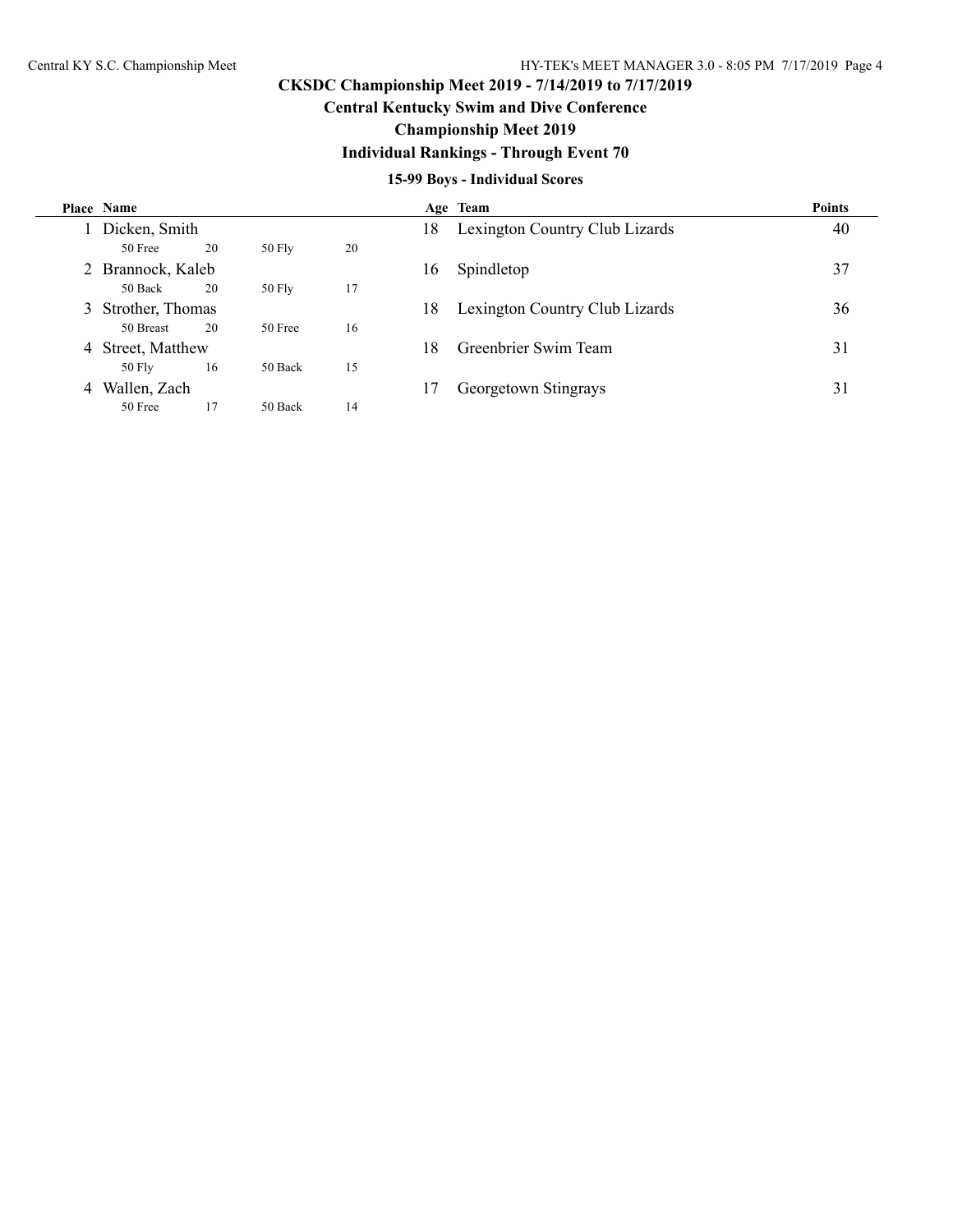**CKSDC Championship Meet 2019 - 7/14/2019 to 7/17/2019**

**Central Kentucky Swim and Dive Conference**

**Championship Meet 2019**

**Individual Rankings - Through Event 70**

**15-99 Boys - Individual Scores**

| Place | Name | Age | Team | Points |
|---|---|---|---|---|
| 1 | Dicken, Smith | 18 | Lexington Country Club Lizards | 40 |
| | 50 Free 20 50 Fly 20 | | | |
| 2 | Brannock, Kaleb | 16 | Spindletop | 37 |
| | 50 Back 20 50 Fly 17 | | | |
| 3 | Strother, Thomas | 18 | Lexington Country Club Lizards | 36 |
| | 50 Breast 20 50 Free 16 | | | |
| 4 | Street, Matthew | 18 | Greenbrier Swim Team | 31 |
| | 50 Fly 16 50 Back 15 | | | |
| 4 | Wallen, Zach | 17 | Georgetown Stingrays | 31 |
| | 50 Free 17 50 Back 14 | | | |